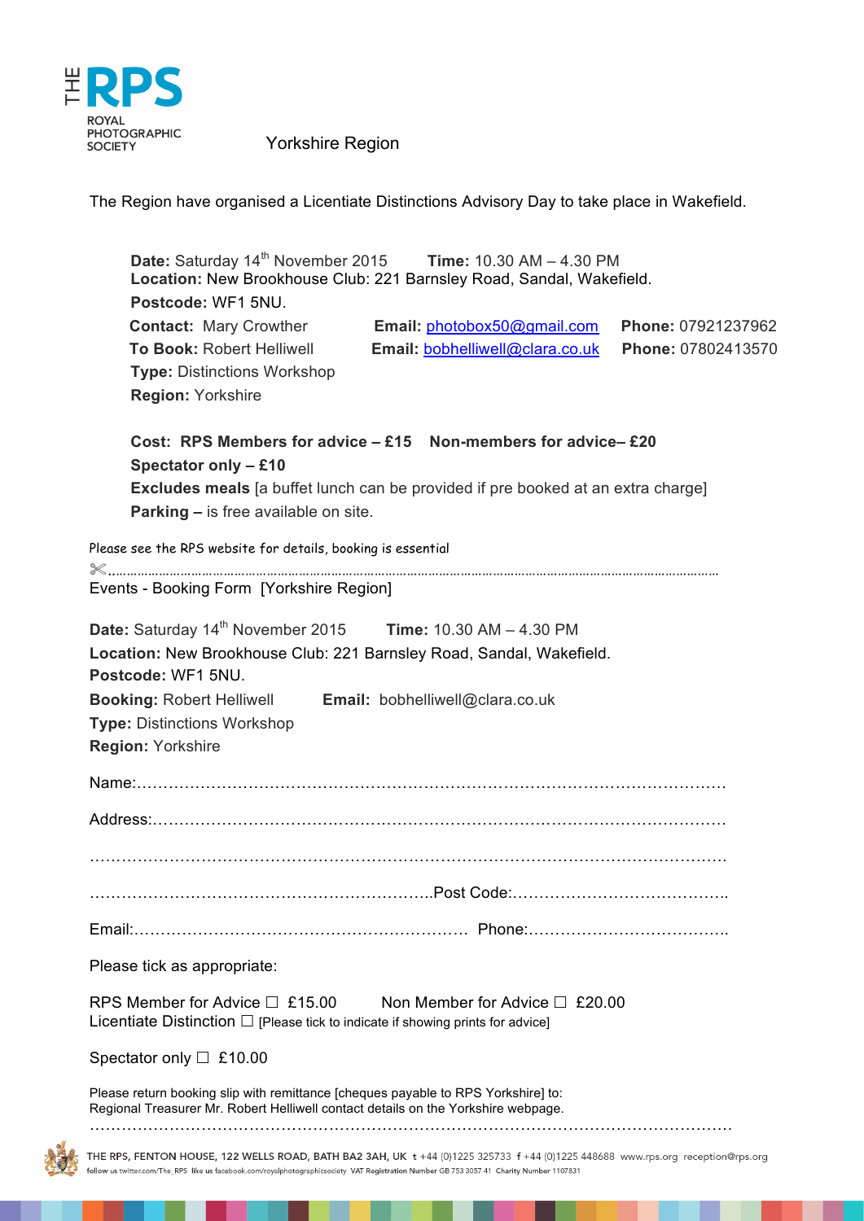THE RPS
ROYAL PHOTOGRAPHIC SOCIETY

Yorkshire Region

The Region have organised a Licentiate Distinctions Advisory Day to take place in Wakefield.

**Date:** Saturday 14th November 2015 **Time:** 10.30 AM – 4.30 PM
**Location:** New Brookhouse Club: 221 Barnsley Road, Sandal, Wakefield.
**Postcode:** WF1 5NU.
**Contact:** Mary Crowther **Email:** photobox50@gmail.com **Phone:** 07921237962
**To Book:** Robert Helliwell **Email:** bobhelliwell@clara.co.uk **Phone:** 07802413570
**Type:** Distinctions Workshop
**Region:** Yorkshire

**Cost: RPS Members for advice – £15 Non-members for advice– £20**
**Spectator only – £10**
**Excludes meals** [a buffet lunch can be provided if pre booked at an extra charge]
**Parking –** is free available on site.

Please see the RPS website for details, booking is essential

✂………………………………………………………………………………………………………

Events - Booking Form [Yorkshire Region]

**Date:** Saturday 14th November 2015 **Time:** 10.30 AM – 4.30 PM
**Location:** New Brookhouse Club: 221 Barnsley Road, Sandal, Wakefield.
**Postcode:** WF1 5NU.
**Booking:** Robert Helliwell **Email:** bobhelliwell@clara.co.uk
**Type:** Distinctions Workshop
**Region:** Yorkshire

Name:……………………………………………………………………………………………………

Address:…………………………………………………………………………………………………

…………………………………………………………………………………………………………

………………………………………………………..Post Code:…………………………………..

Email:……………………………………………………… Phone:………………………………..

Please tick as appropriate:

RPS Member for Advice ☐ £15.00 Non Member for Advice ☐ £20.00
Licentiate Distinction ☐ [Please tick to indicate if showing prints for advice]

Spectator only ☐ £10.00

Please return booking slip with remittance [cheques payable to RPS Yorkshire] to:
Regional Treasurer Mr. Robert Helliwell contact details on the Yorkshire webpage.

…………………………………………………………………………………………………………

THE RPS, FENTON HOUSE, 122 WELLS ROAD, BATH BA2 3AH, UK t +44 (0)1225 325733 f +44 (0)1225 448688 www.rps.org reception@rps.org
follow us twitter.com/The_RPS like us facebook.com/royalphotographicsociety VAT Registration Number GB 753 3057 41 Charity Number 1107831